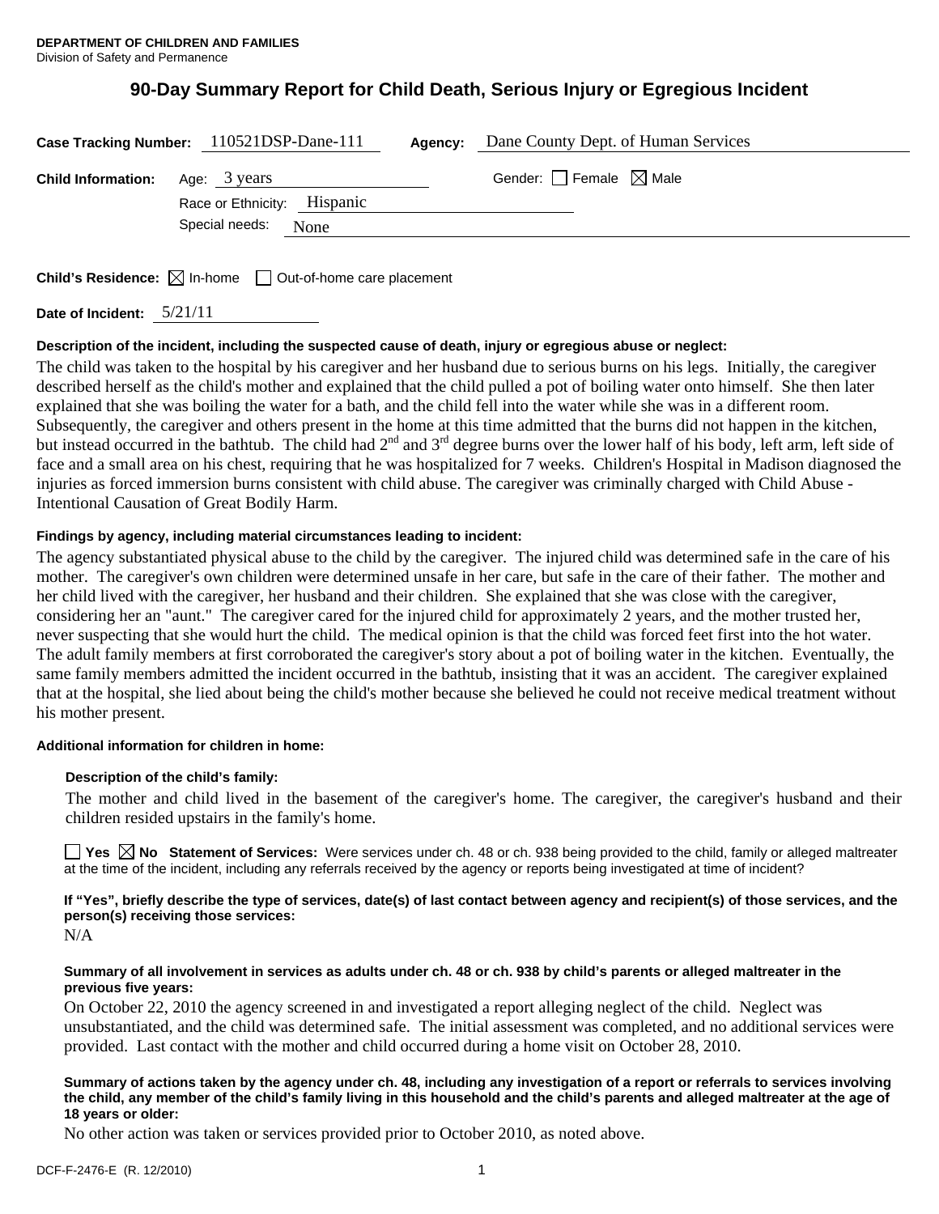**DEPARTMENT OF CHILDREN AND FAMILIES**
Division of Safety and Permanence

# 90-Day Summary Report for Child Death, Serious Injury or Egregious Incident

**Case Tracking Number:** 110521DSP-Dane-111 **Agency:** Dane County Dept. of Human Services

**Child Information:** Age: 3 years Gender: ☐ Female ☒ Male

Race or Ethnicity: Hispanic

Special needs: None

**Child's Residence:** ☒ In-home ☐ Out-of-home care placement

**Date of Incident:** 5/21/11

**Description of the incident, including the suspected cause of death, injury or egregious abuse or neglect:**

The child was taken to the hospital by his caregiver and her husband due to serious burns on his legs. Initially, the caregiver described herself as the child's mother and explained that the child pulled a pot of boiling water onto himself. She then later explained that she was boiling the water for a bath, and the child fell into the water while she was in a different room. Subsequently, the caregiver and others present in the home at this time admitted that the burns did not happen in the kitchen, but instead occurred in the bathtub. The child had 2nd and 3rd degree burns over the lower half of his body, left arm, left side of face and a small area on his chest, requiring that he was hospitalized for 7 weeks. Children's Hospital in Madison diagnosed the injuries as forced immersion burns consistent with child abuse. The caregiver was criminally charged with Child Abuse - Intentional Causation of Great Bodily Harm.

**Findings by agency, including material circumstances leading to incident:**

The agency substantiated physical abuse to the child by the caregiver. The injured child was determined safe in the care of his mother. The caregiver's own children were determined unsafe in her care, but safe in the care of their father. The mother and her child lived with the caregiver, her husband and their children. She explained that she was close with the caregiver, considering her an "aunt." The caregiver cared for the injured child for approximately 2 years, and the mother trusted her, never suspecting that she would hurt the child. The medical opinion is that the child was forced feet first into the hot water. The adult family members at first corroborated the caregiver's story about a pot of boiling water in the kitchen. Eventually, the same family members admitted the incident occurred in the bathtub, insisting that it was an accident. The caregiver explained that at the hospital, she lied about being the child's mother because she believed he could not receive medical treatment without his mother present.

**Additional information for children in home:**

**Description of the child's family:**

The mother and child lived in the basement of the caregiver's home. The caregiver, the caregiver's husband and their children resided upstairs in the family's home.

☐ **Yes** ☒ **No Statement of Services:** Were services under ch. 48 or ch. 938 being provided to the child, family or alleged maltreater at the time of the incident, including any referrals received by the agency or reports being investigated at time of incident?

**If "Yes", briefly describe the type of services, date(s) of last contact between agency and recipient(s) of those services, and the person(s) receiving those services:**

N/A

**Summary of all involvement in services as adults under ch. 48 or ch. 938 by child's parents or alleged maltreater in the previous five years:**

On October 22, 2010 the agency screened in and investigated a report alleging neglect of the child. Neglect was unsubstantiated, and the child was determined safe. The initial assessment was completed, and no additional services were provided. Last contact with the mother and child occurred during a home visit on October 28, 2010.

**Summary of actions taken by the agency under ch. 48, including any investigation of a report or referrals to services involving the child, any member of the child's family living in this household and the child's parents and alleged maltreater at the age of 18 years or older:**

No other action was taken or services provided prior to October 2010, as noted above.

DCF-F-2476-E (R. 12/2010)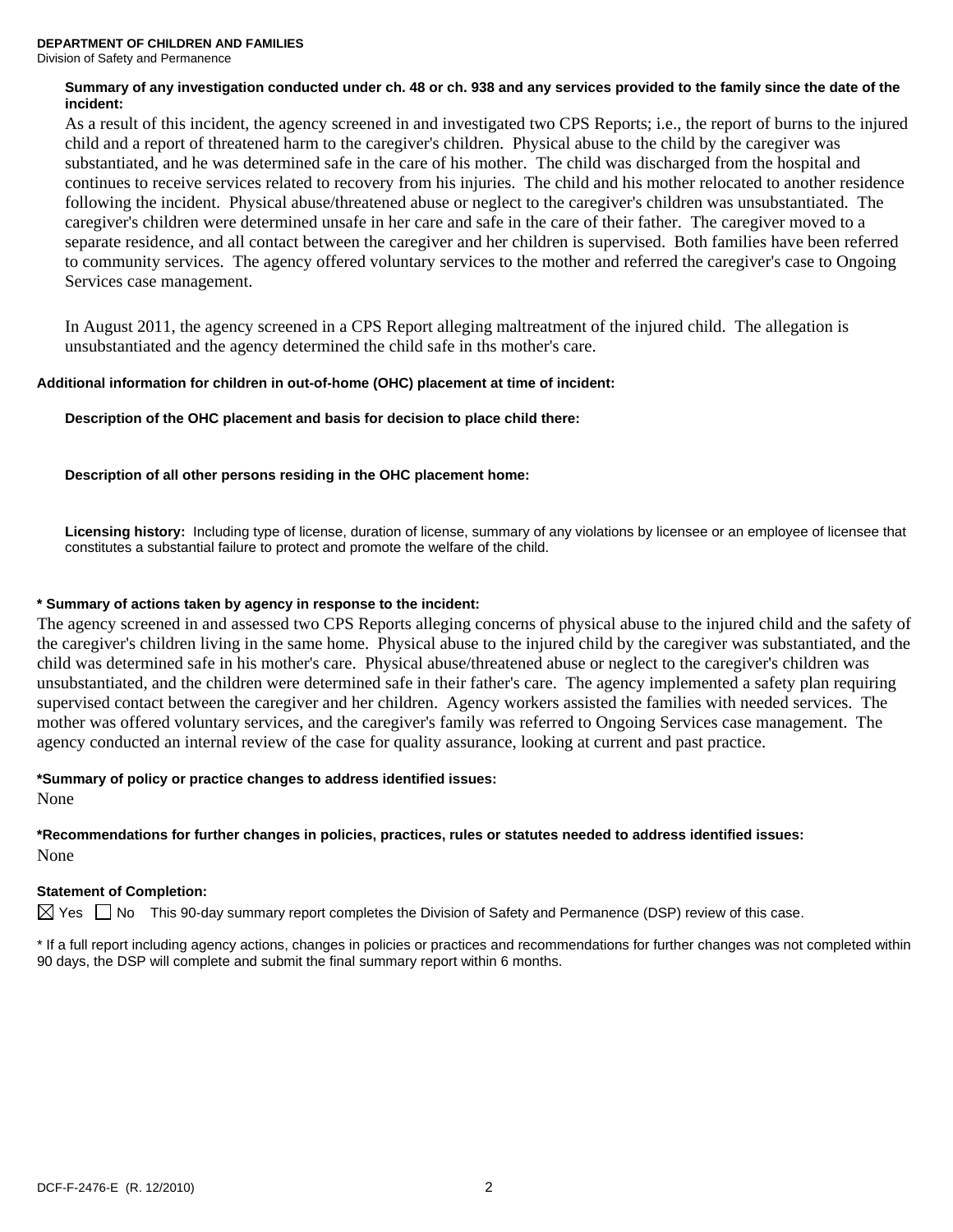**DEPARTMENT OF CHILDREN AND FAMILIES**
Division of Safety and Permanence

**Summary of any investigation conducted under ch. 48 or ch. 938 and any services provided to the family since the date of the incident:**

As a result of this incident, the agency screened in and investigated two CPS Reports; i.e., the report of burns to the injured child and a report of threatened harm to the caregiver's children. Physical abuse to the child by the caregiver was substantiated, and he was determined safe in the care of his mother. The child was discharged from the hospital and continues to receive services related to recovery from his injuries. The child and his mother relocated to another residence following the incident. Physical abuse/threatened abuse or neglect to the caregiver's children was unsubstantiated. The caregiver's children were determined unsafe in her care and safe in the care of their father. The caregiver moved to a separate residence, and all contact between the caregiver and her children is supervised. Both families have been referred to community services. The agency offered voluntary services to the mother and referred the caregiver's case to Ongoing Services case management.

In August 2011, the agency screened in a CPS Report alleging maltreatment of the injured child. The allegation is unsubstantiated and the agency determined the child safe in ths mother's care.

**Additional information for children in out-of-home (OHC) placement at time of incident:**

**Description of the OHC placement and basis for decision to place child there:**

**Description of all other persons residing in the OHC placement home:**

**Licensing history:** Including type of license, duration of license, summary of any violations by licensee or an employee of licensee that constitutes a substantial failure to protect and promote the welfare of the child.

**\* Summary of actions taken by agency in response to the incident:**

The agency screened in and assessed two CPS Reports alleging concerns of physical abuse to the injured child and the safety of the caregiver's children living in the same home. Physical abuse to the injured child by the caregiver was substantiated, and the child was determined safe in his mother's care. Physical abuse/threatened abuse or neglect to the caregiver's children was unsubstantiated, and the children were determined safe in their father's care. The agency implemented a safety plan requiring supervised contact between the caregiver and her children. Agency workers assisted the families with needed services. The mother was offered voluntary services, and the caregiver's family was referred to Ongoing Services case management. The agency conducted an internal review of the case for quality assurance, looking at current and past practice.

**\*Summary of policy or practice changes to address identified issues:**

None

**\*Recommendations for further changes in policies, practices, rules or statutes needed to address identified issues:**

None

**Statement of Completion:**

☒ Yes ☐ No This 90-day summary report completes the Division of Safety and Permanence (DSP) review of this case.

\* If a full report including agency actions, changes in policies or practices and recommendations for further changes was not completed within 90 days, the DSP will complete and submit the final summary report within 6 months.

DCF-F-2476-E (R. 12/2010)